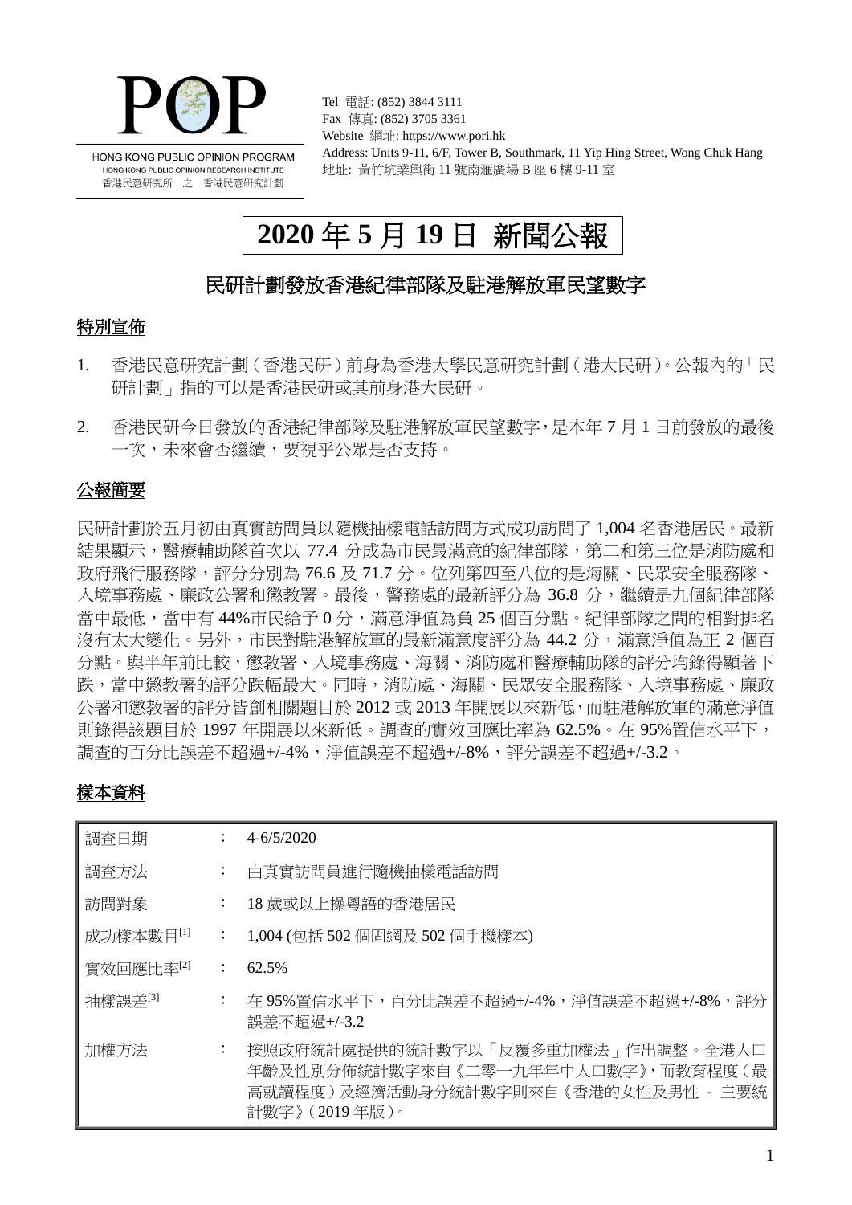POP

HONG KONG PUBLIC OPINION PROGRAM
HONG KONG PUBLIC OPINION RESEARCH INSTITUTE
香港民意研究所 之 香港民意研究計劃

Tel 電話: (852) 3844 3111
Fax 傳真: (852) 3705 3361
Website 網址: https://www.pori.hk
Address: Units 9-11, 6/F, Tower B, Southmark, 11 Yip Hing Street, Wong Chuk Hang
地址: 黃竹坑業興街 11 號南滙廣場 B 座 6 樓 9-11 室

# 2020 年 5 月 19 日 新聞公報

## 民研計劃發放香港紀律部隊及駐港解放軍民望數字

### 特別宣佈

1. 香港民意研究計劃（香港民研）前身為香港大學民意研究計劃（港大民研）。公報內的「民研計劃」指的可以是香港民研或其前身港大民研。
2. 香港民研今日發放的香港紀律部隊及駐港解放軍民望數字，是本年 7 月 1 日前發放的最後一次，未來會否繼續，要視乎公眾是否支持。

### 公報簡要

民研計劃於五月初由真實訪問員以隨機抽樣電話訪問方式成功訪問了 1,004 名香港居民。最新結果顯示，醫療輔助隊首次以 77.4 分成為市民最滿意的紀律部隊，第二和第三位是消防處和政府飛行服務隊，評分分別為 76.6 及 71.7 分。位列第四至八位的是海關、民眾安全服務隊、入境事務處、廉政公署和懲教署。最後，警務處的最新評分為 36.8 分，繼續是九個紀律部隊當中最低，當中有 44%市民給予 0 分，滿意淨值為負 25 個百分點。紀律部隊之間的相對排名沒有太大變化。另外，市民對駐港解放軍的最新滿意度評分為 44.2 分，滿意淨值為正 2 個百分點。與半年前比較，懲教署、入境事務處、海關、消防處和醫療輔助隊的評分均錄得顯著下跌，當中懲教署的評分跌幅最大。同時，消防處、海關、民眾安全服務隊、入境事務處、廉政公署和懲教署的評分皆創相關題目於 2012 或 2013 年開展以來新低，而駐港解放軍的滿意淨值則錄得該題目於 1997 年開展以來新低。調查的實效回應比率為 62.5%。在 95%置信水平下，調查的百分比誤差不超過+/-4%，淨值誤差不超過+/-8%，評分誤差不超過+/-3.2。

### 樣本資料

| | | |
|---|---|---|
| 調查日期 | : | 4-6/5/2020 |
| 調查方法 | : | 由真實訪問員進行隨機抽樣電話訪問 |
| 訪問對象 | : | 18 歲或以上操粵語的香港居民 |
| 成功樣本數目[1] | : | 1,004 (包括 502 個固網及 502 個手機樣本) |
| 實效回應比率[2] | : | 62.5% |
| 抽樣誤差[3] | : | 在 95%置信水平下，百分比誤差不超過+/-4%，淨值誤差不超過+/-8%，評分誤差不超過+/-3.2 |
| 加權方法 | : | 按照政府統計處提供的統計數字以「反覆多重加權法」作出調整。全港人口年齡及性別分佈統計數字來自《二零一九年年中人口數字》，而教育程度（最高就讀程度）及經濟活動身分統計數字則來自《香港的女性及男性 - 主要統計數字》（2019 年版）。 |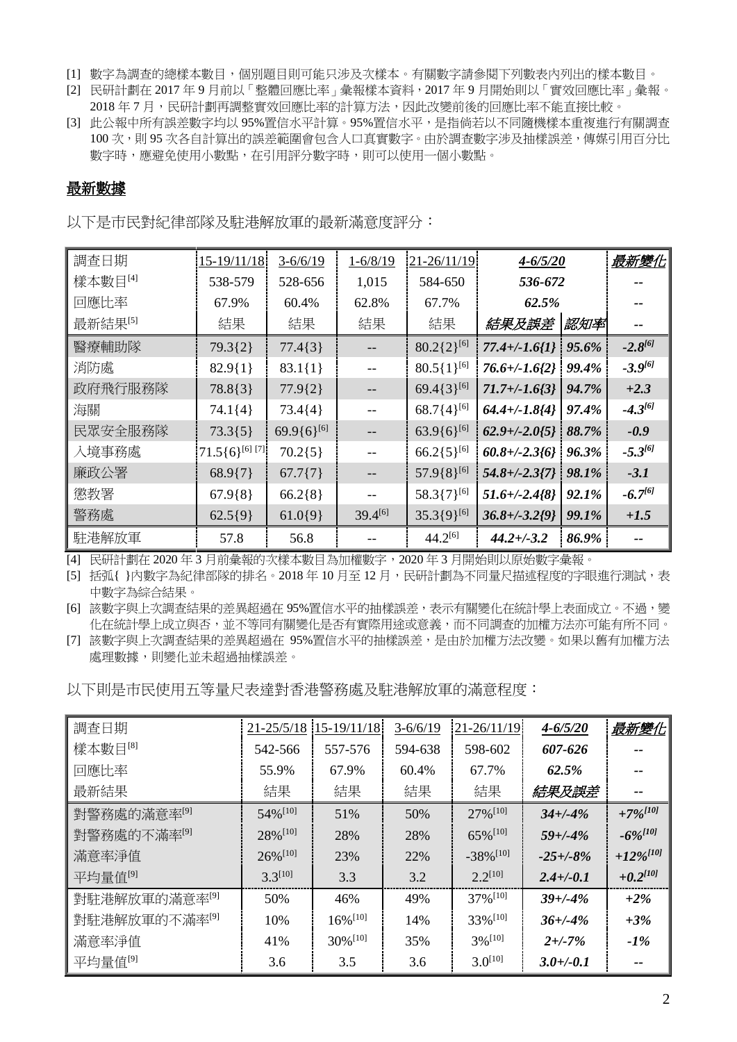[1] 數字為調查的總樣本數目，個別題目則可能只涉及次樣本。有關數字請參閱下列數表內列出的樣本數目。

[2] 民研計劃在 2017 年 9 月前以「整體回應比率」彙報樣本資料，2017 年 9 月開始則以「實效回應比率」彙報。2018 年 7 月，民研計劃再調整實效回應比率的計算方法，因此改變前後的回應比率不能直接比較。

[3] 此公報中所有誤差數字均以 95%置信水平計算。95%置信水平，是指倘若以不同隨機樣本重複進行有關調查 100 次，則 95 次各自計算出的誤差範圍會包含人口真實數字。由於調查數字涉及抽樣誤差，傳媒引用百分比數字時，應避免使用小數點，在引用評分數字時，則可以使用一個小數點。

## 最新數據

以下是市民對紀律部隊及駐港解放軍的最新滿意度評分：

| 調查日期 | 15-19/11/18 | 3-6/6/19 | 1-6/8/19 | 21-26/11/19 | ***4-6/5/20*** | | ***最新變化*** |
|---|---|---|---|---|---|---|---|
| 樣本數目[4] | 538-579 | 528-656 | 1,015 | 584-650 | ***536-672*** | | -- |
| 回應比率 | 67.9% | 60.4% | 62.8% | 67.7% | ***62.5%*** | | -- |
| 最新結果[5] | 結果 | 結果 | 結果 | 結果 | ***結果及誤差*** | ***認知率*** | -- |
| 醫療輔助隊 | 79.3{2} | 77.4{3} | -- | 80.2{2}[6] | ***77.4+/-1.6{1}*** | ***95.6%*** | ***-2.8[6]*** |
| 消防處 | 82.9{1} | 83.1{1} | -- | 80.5{1}[6] | ***76.6+/-1.6{2}*** | ***99.4%*** | ***-3.9[6]*** |
| 政府飛行服務隊 | 78.8{3} | 77.9{2} | -- | 69.4{3}[6] | ***71.7+/-1.6{3}*** | ***94.7%*** | ***+2.3*** |
| 海關 | 74.1{4} | 73.4{4} | -- | 68.7{4}[6] | ***64.4+/-1.8{4}*** | ***97.4%*** | ***-4.3[6]*** |
| 民眾安全服務隊 | 73.3{5} | 69.9{6}[6] | -- | 63.9{6}[6] | ***62.9+/-2.0{5}*** | ***88.7%*** | ***-0.9*** |
| 入境事務處 | 71.5{6}[6] [7] | 70.2{5} | -- | 66.2{5}[6] | ***60.8+/-2.3{6}*** | ***96.3%*** | ***-5.3[6]*** |
| 廉政公署 | 68.9{7} | 67.7{7} | -- | 57.9{8}[6] | ***54.8+/-2.3{7}*** | ***98.1%*** | ***-3.1*** |
| 懲教署 | 67.9{8} | 66.2{8} | -- | 58.3{7}[6] | ***51.6+/-2.4{8}*** | ***92.1%*** | ***-6.7[6]*** |
| 警務處 | 62.5{9} | 61.0{9} | 39.4[6] | 35.3{9}[6] | ***36.8+/-3.2{9}*** | ***99.1%*** | ***+1.5*** |
| 駐港解放軍 | 57.8 | 56.8 | -- | 44.2[6] | ***44.2+/-3.2*** | ***86.9%*** | -- |

[4] 民研計劃在 2020 年 3 月前彙報的次樣本數目為加權數字，2020 年 3 月開始則以原始數字彙報。

[5] 括弧{ }內數字為紀律部隊的排名。2018 年 10 月至 12 月，民研計劃為不同量尺描述程度的字眼進行測試，表中數字為綜合結果。

[6] 該數字與上次調查結果的差異超過在 95%置信水平的抽樣誤差，表示有關變化在統計學上表面成立。不過，變化在統計學上成立與否，並不等同有關變化是否有實際用途或意義，而不同調查的加權方法亦可能有所不同。

[7] 該數字與上次調查結果的差異超過在 95%置信水平的抽樣誤差，是由於加權方法改變。如果以舊有加權方法處理數據，則變化並未超過抽樣誤差。

以下則是市民使用五等量尺表達對香港警務處及駐港解放軍的滿意程度：

| 調查日期 | 21-25/5/18 | 15-19/11/18 | 3-6/6/19 | 21-26/11/19 | ***4-6/5/20*** | ***最新變化*** |
|---|---|---|---|---|---|---|
| 樣本數目[8] | 542-566 | 557-576 | 594-638 | 598-602 | ***607-626*** | -- |
| 回應比率 | 55.9% | 67.9% | 60.4% | 67.7% | ***62.5%*** | -- |
| 最新結果 | 結果 | 結果 | 結果 | 結果 | ***結果及誤差*** | -- |
| 對警務處的滿意率[9] | 54%[10] | 51% | 50% | 27%[10] | ***34+/-4%*** | ***+7%[10]*** |
| 對警務處的不滿率[9] | 28%[10] | 28% | 28% | 65%[10] | ***59+/-4%*** | ***-6%[10]*** |
| 滿意率淨值 | 26%[10] | 23% | 22% | -38%[10] | ***-25+/-8%*** | ***+12%[10]*** |
| 平均量值[9] | 3.3[10] | 3.3 | 3.2 | 2.2[10] | ***2.4+/-0.1*** | ***+0.2[10]*** |
| 對駐港解放軍的滿意率[9] | 50% | 46% | 49% | 37%[10] | ***39+/-4%*** | ***+2%*** |
| 對駐港解放軍的不滿率[9] | 10% | 16%[10] | 14% | 33%[10] | ***36+/-4%*** | ***+3%*** |
| 滿意率淨值 | 41% | 30%[10] | 35% | 3%[10] | ***2+/-7%*** | ***-1%*** |
| 平均量值[9] | 3.6 | 3.5 | 3.6 | 3.0[10] | ***3.0+/-0.1*** | -- |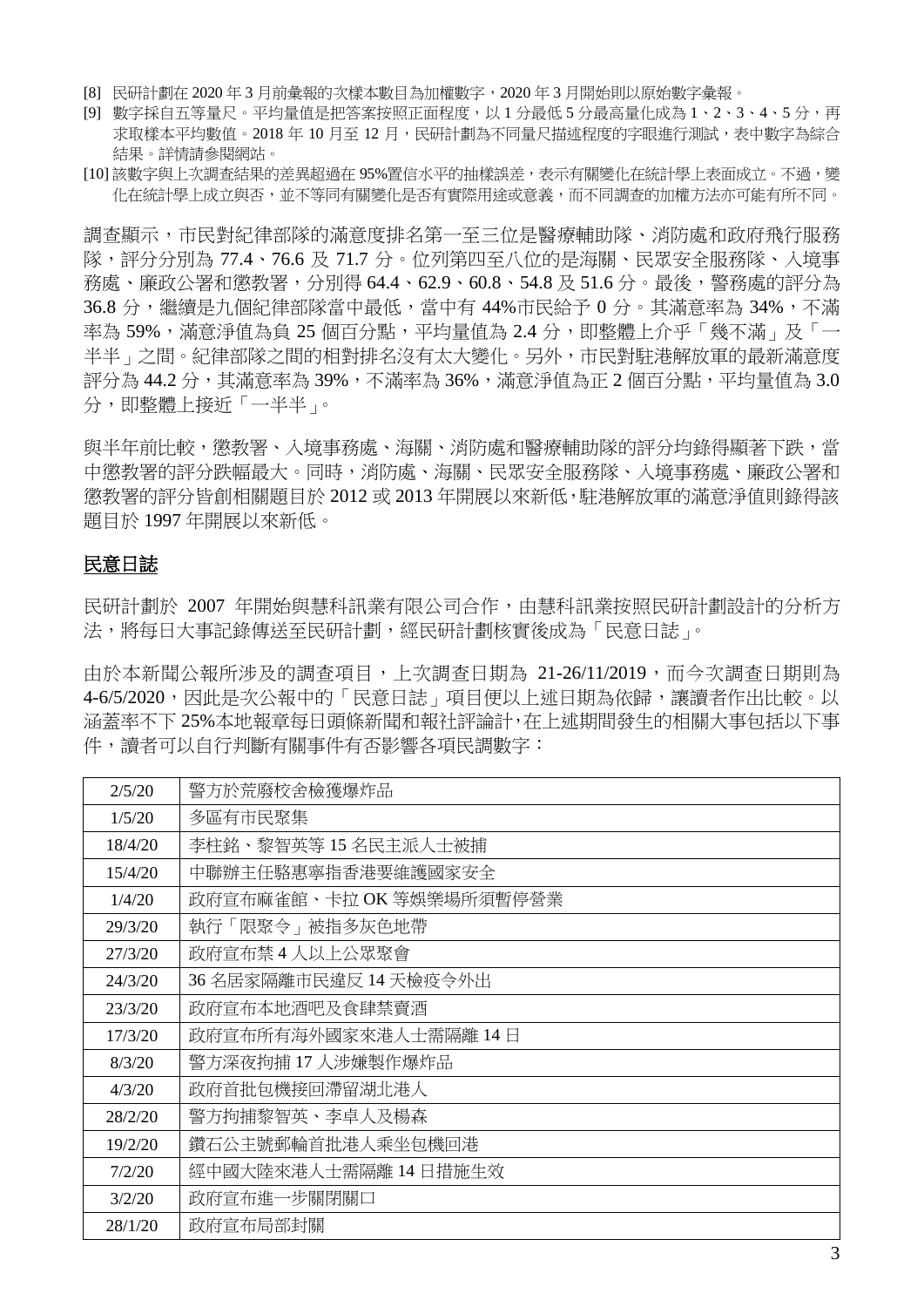[8] 民研計劃在 2020 年 3 月前彙報的次樣本數目為加權數字，2020 年 3 月開始則以原始數字彙報。

[9] 數字採自五等量尺。平均量值是把答案按照正面程度，以 1 分最低 5 分最高量化成為 1、2、3、4、5 分，再求取樣本平均數值。2018 年 10 月至 12 月，民研計劃為不同量尺描述程度的字眼進行測試，表中數字為綜合結果。詳情請參閱網站。

[10] 該數字與上次調查結果的差異超過在 95%置信水平的抽樣誤差，表示有關變化在統計學上表面成立。不過，變化在統計學上成立與否，並不等同有關變化是否有實際用途或意義，而不同調查的加權方法亦可能有所不同。

調查顯示，市民對紀律部隊的滿意度排名第一至三位是醫療輔助隊、消防處和政府飛行服務隊，評分分別為 77.4、76.6 及 71.7 分。位列第四至八位的是海關、民眾安全服務隊、入境事務處、廉政公署和懲教署，分別得 64.4、62.9、60.8、54.8 及 51.6 分。最後，警務處的評分為 36.8 分，繼續是九個紀律部隊當中最低，當中有 44%市民給予 0 分。其滿意率為 34%，不滿率為 59%，滿意淨值為負 25 個百分點，平均量值為 2.4 分，即整體上介乎「幾不滿」及「一半半」之間。紀律部隊之間的相對排名沒有太大變化。另外，市民對駐港解放軍的最新滿意度評分為 44.2 分，其滿意率為 39%，不滿率為 36%，滿意淨值為正 2 個百分點，平均量值為 3.0 分，即整體上接近「一半半」。

與半年前比較，懲教署、入境事務處、海關、消防處和醫療輔助隊的評分均錄得顯著下跌，當中懲教署的評分跌幅最大。同時，消防處、海關、民眾安全服務隊、入境事務處、廉政公署和懲教署的評分皆創相關題目於 2012 或 2013 年開展以來新低，駐港解放軍的滿意淨值則錄得該題目於 1997 年開展以來新低。

## 民意日誌

民研計劃於 2007 年開始與慧科訊業有限公司合作，由慧科訊業按照民研計劃設計的分析方法，將每日大事記錄傳送至民研計劃，經民研計劃核實後成為「民意日誌」。

由於本新聞公報所涉及的調查項目，上次調查日期為 21-26/11/2019，而今次調查日期則為 4-6/5/2020，因此是次公報中的「民意日誌」項目便以上述日期為依歸，讓讀者作出比較。以涵蓋率不下 25%本地報章每日頭條新聞和報社評論計，在上述期間發生的相關大事包括以下事件，讀者可以自行判斷有關事件有否影響各項民調數字：

| 日期 | 事件 |
|---|---|
| 2/5/20 | 警方於荒廢校舍檢獲爆炸品 |
| 1/5/20 | 多區有市民聚集 |
| 18/4/20 | 李柱銘、黎智英等 15 名民主派人士被捕 |
| 15/4/20 | 中聯辦主任駱惠寧指香港要維護國家安全 |
| 1/4/20 | 政府宣布麻雀館、卡拉 OK 等娛樂場所須暫停營業 |
| 29/3/20 | 執行「限聚令」被指多灰色地帶 |
| 27/3/20 | 政府宣布禁 4 人以上公眾聚會 |
| 24/3/20 | 36 名居家隔離市民違反 14 天檢疫令外出 |
| 23/3/20 | 政府宣布本地酒吧及食肆禁賣酒 |
| 17/3/20 | 政府宣布所有海外國家來港人士需隔離 14 日 |
| 8/3/20 | 警方深夜拘捕 17 人涉嫌製作爆炸品 |
| 4/3/20 | 政府首批包機接回滯留湖北港人 |
| 28/2/20 | 警方拘捕黎智英、李卓人及楊森 |
| 19/2/20 | 鑽石公主號郵輪首批港人乘坐包機回港 |
| 7/2/20 | 經中國大陸來港人士需隔離 14 日措施生效 |
| 3/2/20 | 政府宣布進一步關閉關口 |
| 28/1/20 | 政府宣布局部封關 |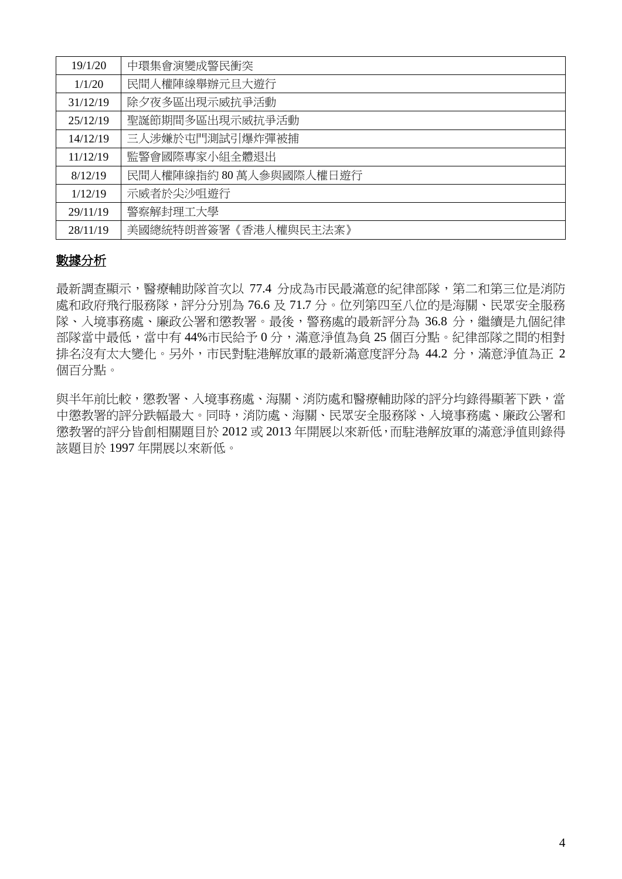| | |
|---|---|
| 19/1/20 | 中環集會演變成警民衝突 |
| 1/1/20 | 民間人權陣線舉辦元旦大遊行 |
| 31/12/19 | 除夕夜多區出現示威抗爭活動 |
| 25/12/19 | 聖誕節期間多區出現示威抗爭活動 |
| 14/12/19 | 三人涉嫌於屯門測試引爆炸彈被捕 |
| 11/12/19 | 監警會國際專家小組全體退出 |
| 8/12/19 | 民間人權陣線指約 80 萬人參與國際人權日遊行 |
| 1/12/19 | 示威者於尖沙咀遊行 |
| 29/11/19 | 警察解封理工大學 |
| 28/11/19 | 美國總統特朗普簽署《香港人權與民主法案》 |

## 數據分析

最新調查顯示，醫療輔助隊首次以 77.4 分成為市民最滿意的紀律部隊，第二和第三位是消防處和政府飛行服務隊，評分分別為 76.6 及 71.7 分。位列第四至八位的是海關、民眾安全服務隊、入境事務處、廉政公署和懲教署。最後，警務處的最新評分為 36.8 分，繼續是九個紀律部隊當中最低，當中有 44%市民給予 0 分，滿意淨值為負 25 個百分點。紀律部隊之間的相對排名沒有太大變化。另外，市民對駐港解放軍的最新滿意度評分為 44.2 分，滿意淨值為正 2 個百分點。

與半年前比較，懲教署、入境事務處、海關、消防處和醫療輔助隊的評分均錄得顯著下跌，當中懲教署的評分跌幅最大。同時，消防處、海關、民眾安全服務隊、入境事務處、廉政公署和懲教署的評分皆創相關題目於 2012 或 2013 年開展以來新低，而駐港解放軍的滿意淨值則錄得該題目於 1997 年開展以來新低。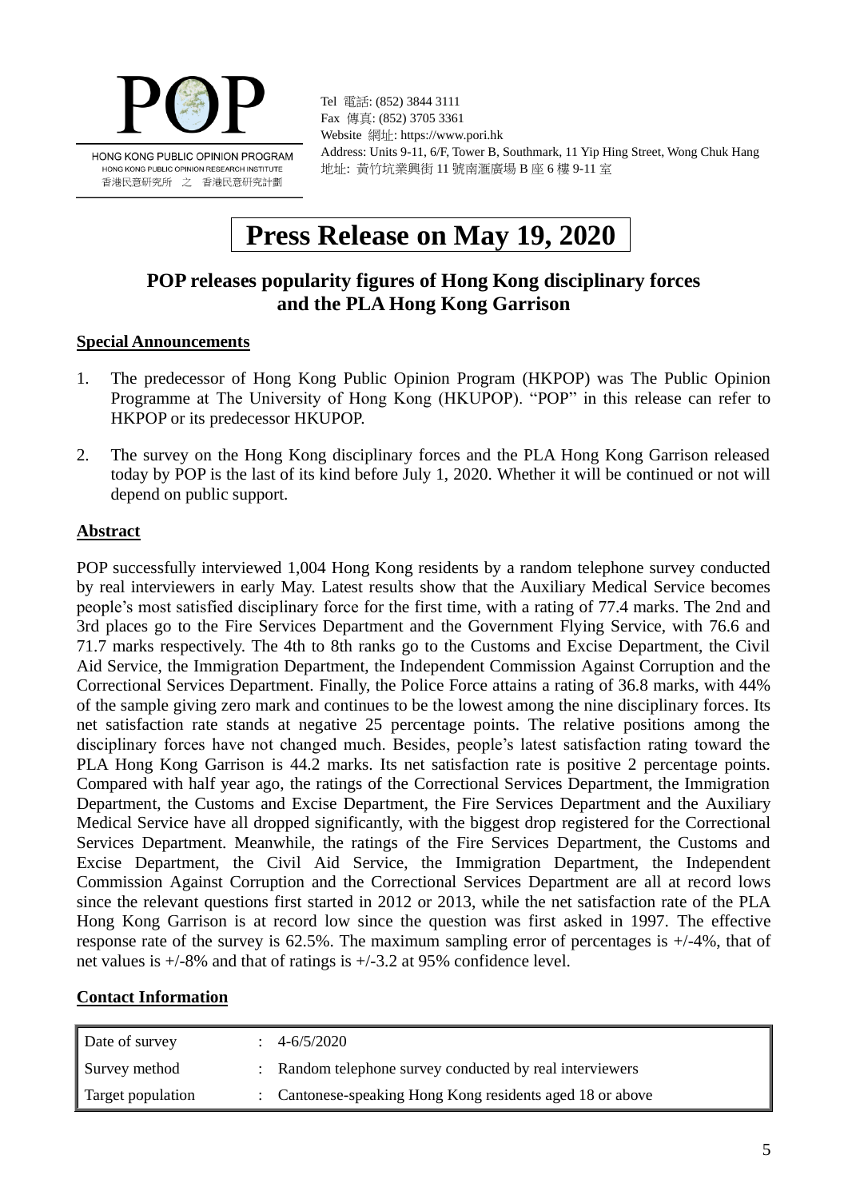POP

HONG KONG PUBLIC OPINION PROGRAM
HONG KONG PUBLIC OPINION RESEARCH INSTITUTE
香港民意研究所 之 香港民意研究計劃

Tel 電話: (852) 3844 3111
Fax 傳真: (852) 3705 3361
Website 網址: https://www.pori.hk
Address: Units 9-11, 6/F, Tower B, Southmark, 11 Yip Hing Street, Wong Chuk Hang
地址: 黃竹坑業興街 11 號南滙廣場 B 座 6 樓 9-11 室

# Press Release on May 19, 2020

## POP releases popularity figures of Hong Kong disciplinary forces and the PLA Hong Kong Garrison

### Special Announcements

1. The predecessor of Hong Kong Public Opinion Program (HKPOP) was The Public Opinion Programme at The University of Hong Kong (HKUPOP). "POP" in this release can refer to HKPOP or its predecessor HKUPOP.
2. The survey on the Hong Kong disciplinary forces and the PLA Hong Kong Garrison released today by POP is the last of its kind before July 1, 2020. Whether it will be continued or not will depend on public support.

### Abstract

POP successfully interviewed 1,004 Hong Kong residents by a random telephone survey conducted by real interviewers in early May. Latest results show that the Auxiliary Medical Service becomes people's most satisfied disciplinary force for the first time, with a rating of 77.4 marks. The 2nd and 3rd places go to the Fire Services Department and the Government Flying Service, with 76.6 and 71.7 marks respectively. The 4th to 8th ranks go to the Customs and Excise Department, the Civil Aid Service, the Immigration Department, the Independent Commission Against Corruption and the Correctional Services Department. Finally, the Police Force attains a rating of 36.8 marks, with 44% of the sample giving zero mark and continues to be the lowest among the nine disciplinary forces. Its net satisfaction rate stands at negative 25 percentage points. The relative positions among the disciplinary forces have not changed much. Besides, people's latest satisfaction rating toward the PLA Hong Kong Garrison is 44.2 marks. Its net satisfaction rate is positive 2 percentage points. Compared with half year ago, the ratings of the Correctional Services Department, the Immigration Department, the Customs and Excise Department, the Fire Services Department and the Auxiliary Medical Service have all dropped significantly, with the biggest drop registered for the Correctional Services Department. Meanwhile, the ratings of the Fire Services Department, the Customs and Excise Department, the Civil Aid Service, the Immigration Department, the Independent Commission Against Corruption and the Correctional Services Department are all at record lows since the relevant questions first started in 2012 or 2013, while the net satisfaction rate of the PLA Hong Kong Garrison is at record low since the question was first asked in 1997. The effective response rate of the survey is 62.5%. The maximum sampling error of percentages is +/-4%, that of net values is +/-8% and that of ratings is +/-3.2 at 95% confidence level.

### Contact Information

| | | |
|---|---|---|
| Date of survey | : | 4-6/5/2020 |
| Survey method | : | Random telephone survey conducted by real interviewers |
| Target population | : | Cantonese-speaking Hong Kong residents aged 18 or above |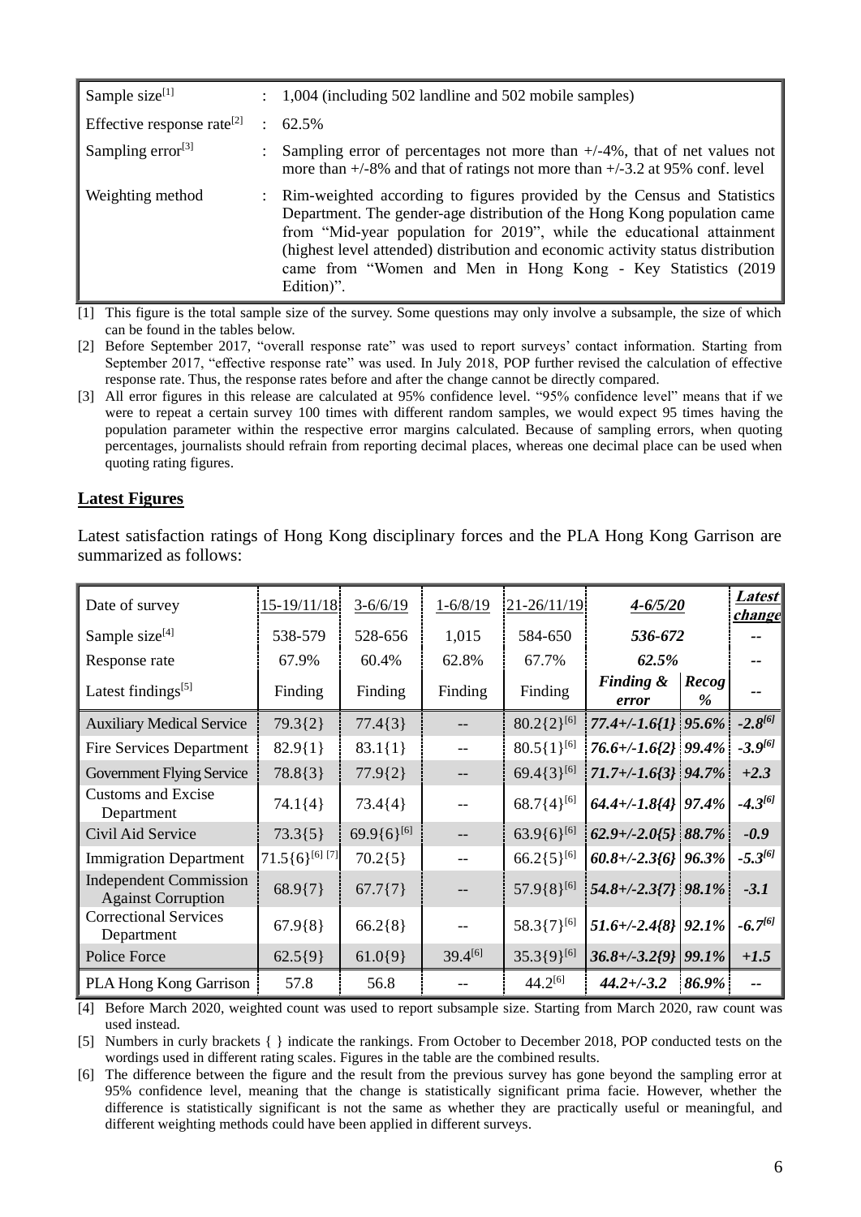| | | |
|---|---|---|
| Sample size[1] | : | 1,004 (including 502 landline and 502 mobile samples) |
| Effective response rate[2] | : | 62.5% |
| Sampling error[3] | : | Sampling error of percentages not more than +/-4%, that of net values not more than +/-8% and that of ratings not more than +/-3.2 at 95% conf. level |
| Weighting method | : | Rim-weighted according to figures provided by the Census and Statistics Department. The gender-age distribution of the Hong Kong population came from "Mid-year population for 2019", while the educational attainment (highest level attended) distribution and economic activity status distribution came from "Women and Men in Hong Kong - Key Statistics (2019 Edition)". |

[1] This figure is the total sample size of the survey. Some questions may only involve a subsample, the size of which can be found in the tables below.

[2] Before September 2017, "overall response rate" was used to report surveys' contact information. Starting from September 2017, "effective response rate" was used. In July 2018, POP further revised the calculation of effective response rate. Thus, the response rates before and after the change cannot be directly compared.

[3] All error figures in this release are calculated at 95% confidence level. "95% confidence level" means that if we were to repeat a certain survey 100 times with different random samples, we would expect 95 times having the population parameter within the respective error margins calculated. Because of sampling errors, when quoting percentages, journalists should refrain from reporting decimal places, whereas one decimal place can be used when quoting rating figures.

## Latest Figures

Latest satisfaction ratings of Hong Kong disciplinary forces and the PLA Hong Kong Garrison are summarized as follows:

| Date of survey | 15-19/11/18 | 3-6/6/19 | 1-6/8/19 | 21-26/11/19 | ***4-6/5/20*** | | ***Latest change*** |
|---|---|---|---|---|---|---|---|
| Sample size[4] | 538-579 | 528-656 | 1,015 | 584-650 | ***536-672*** | | -- |
| Response rate | 67.9% | 60.4% | 62.8% | 67.7% | ***62.5%*** | | -- |
| Latest findings[5] | Finding | Finding | Finding | Finding | ***Finding & error*** | ***Recog %*** | -- |
| Auxiliary Medical Service | 79.3{2} | 77.4{3} | -- | 80.2{2}[6] | ***77.4+/-1.6{1}*** | ***95.6%*** | ***-2.8[6]*** |
| Fire Services Department | 82.9{1} | 83.1{1} | -- | 80.5{1}[6] | ***76.6+/-1.6{2}*** | ***99.4%*** | ***-3.9[6]*** |
| Government Flying Service | 78.8{3} | 77.9{2} | -- | 69.4{3}[6] | ***71.7+/-1.6{3}*** | ***94.7%*** | ***+2.3*** |
| Customs and Excise Department | 74.1{4} | 73.4{4} | -- | 68.7{4}[6] | ***64.4+/-1.8{4}*** | ***97.4%*** | ***-4.3[6]*** |
| Civil Aid Service | 73.3{5} | 69.9{6}[6] | -- | 63.9{6}[6] | ***62.9+/-2.0{5}*** | ***88.7%*** | ***-0.9*** |
| Immigration Department | 71.5{6}[6] [7] | 70.2{5} | -- | 66.2{5}[6] | ***60.8+/-2.3{6}*** | ***96.3%*** | ***-5.3[6]*** |
| Independent Commission Against Corruption | 68.9{7} | 67.7{7} | -- | 57.9{8}[6] | ***54.8+/-2.3{7}*** | ***98.1%*** | ***-3.1*** |
| Correctional Services Department | 67.9{8} | 66.2{8} | -- | 58.3{7}[6] | ***51.6+/-2.4{8}*** | ***92.1%*** | ***-6.7[6]*** |
| Police Force | 62.5{9} | 61.0{9} | 39.4[6] | 35.3{9}[6] | ***36.8+/-3.2{9}*** | ***99.1%*** | ***+1.5*** |
| PLA Hong Kong Garrison | 57.8 | 56.8 | -- | 44.2[6] | ***44.2+/-3.2*** | ***86.9%*** | -- |

[4] Before March 2020, weighted count was used to report subsample size. Starting from March 2020, raw count was used instead.

[5] Numbers in curly brackets { } indicate the rankings. From October to December 2018, POP conducted tests on the wordings used in different rating scales. Figures in the table are the combined results.

[6] The difference between the figure and the result from the previous survey has gone beyond the sampling error at 95% confidence level, meaning that the change is statistically significant prima facie. However, whether the difference is statistically significant is not the same as whether they are practically useful or meaningful, and different weighting methods could have been applied in different surveys.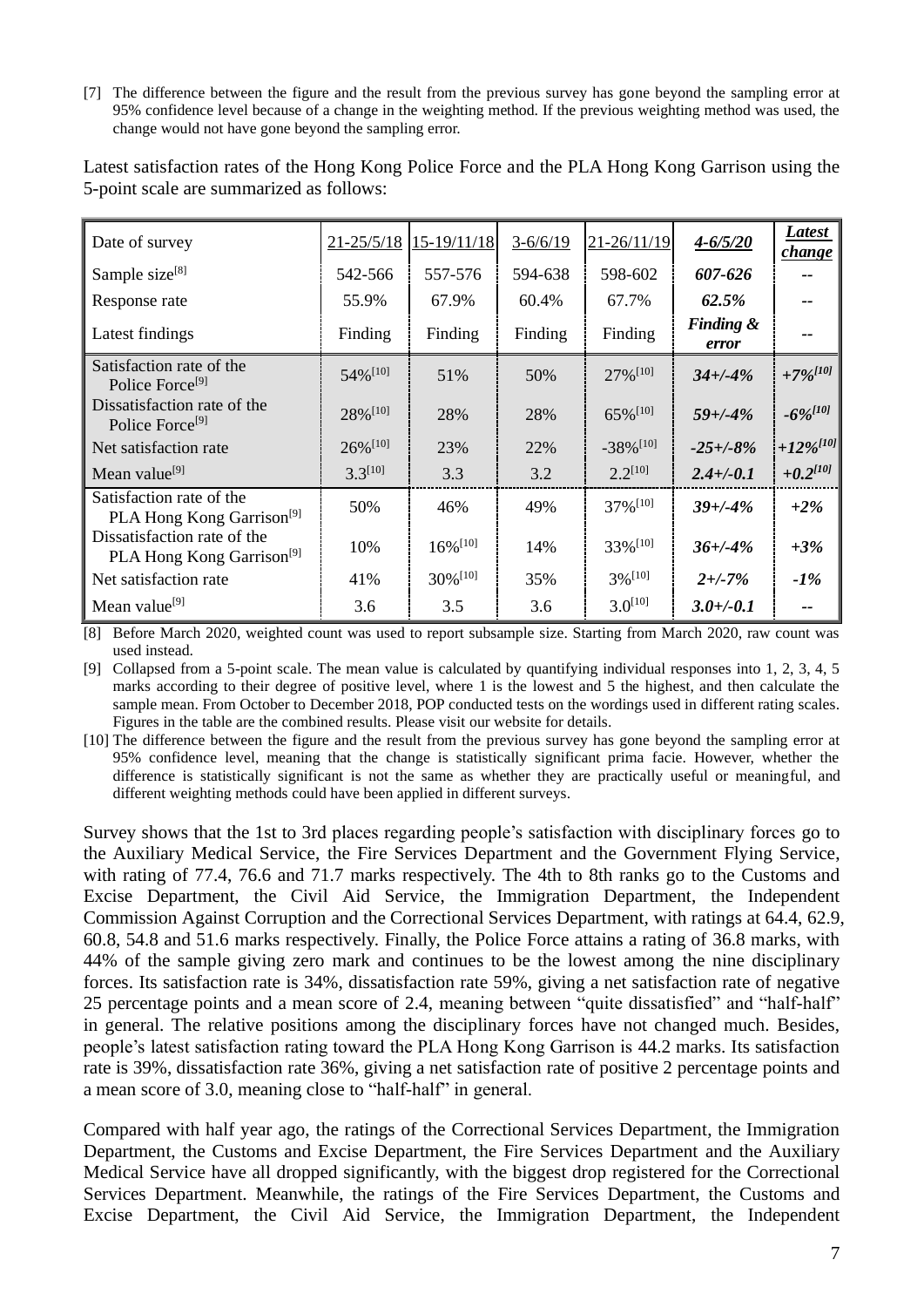[7] The difference between the figure and the result from the previous survey has gone beyond the sampling error at 95% confidence level because of a change in the weighting method. If the previous weighting method was used, the change would not have gone beyond the sampling error.

Latest satisfaction rates of the Hong Kong Police Force and the PLA Hong Kong Garrison using the 5-point scale are summarized as follows:

| Date of survey | 21-25/5/18 | 15-19/11/18 | 3-6/6/19 | 21-26/11/19 | ***4-6/5/20*** | ***Latest change*** |
|---|---|---|---|---|---|---|
| Sample size[8] | 542-566 | 557-576 | 594-638 | 598-602 | ***607-626*** | -- |
| Response rate | 55.9% | 67.9% | 60.4% | 67.7% | ***62.5%*** | -- |
| Latest findings | Finding | Finding | Finding | Finding | ***Finding & error*** | -- |
| Satisfaction rate of the Police Force[9] | 54%[10] | 51% | 50% | 27%[10] | ***34+/-4%*** | ***+7%[10]*** |
| Dissatisfaction rate of the Police Force[9] | 28%[10] | 28% | 28% | 65%[10] | ***59+/-4%*** | ***-6%[10]*** |
| Net satisfaction rate | 26%[10] | 23% | 22% | -38%[10] | ***-25+/-8%*** | ***+12%[10]*** |
| Mean value[9] | 3.3[10] | 3.3 | 3.2 | 2.2[10] | ***2.4+/-0.1*** | ***+0.2[10]*** |
| Satisfaction rate of the PLA Hong Kong Garrison[9] | 50% | 46% | 49% | 37%[10] | ***39+/-4%*** | ***+2%*** |
| Dissatisfaction rate of the PLA Hong Kong Garrison[9] | 10% | 16%[10] | 14% | 33%[10] | ***36+/-4%*** | ***+3%*** |
| Net satisfaction rate | 41% | 30%[10] | 35% | 3%[10] | ***2+/-7%*** | ***-1%*** |
| Mean value[9] | 3.6 | 3.5 | 3.6 | 3.0[10] | ***3.0+/-0.1*** | -- |

[8] Before March 2020, weighted count was used to report subsample size. Starting from March 2020, raw count was used instead.

[9] Collapsed from a 5-point scale. The mean value is calculated by quantifying individual responses into 1, 2, 3, 4, 5 marks according to their degree of positive level, where 1 is the lowest and 5 the highest, and then calculate the sample mean. From October to December 2018, POP conducted tests on the wordings used in different rating scales. Figures in the table are the combined results. Please visit our website for details.

[10] The difference between the figure and the result from the previous survey has gone beyond the sampling error at 95% confidence level, meaning that the change is statistically significant prima facie. However, whether the difference is statistically significant is not the same as whether they are practically useful or meaningful, and different weighting methods could have been applied in different surveys.

Survey shows that the 1st to 3rd places regarding people's satisfaction with disciplinary forces go to the Auxiliary Medical Service, the Fire Services Department and the Government Flying Service, with rating of 77.4, 76.6 and 71.7 marks respectively. The 4th to 8th ranks go to the Customs and Excise Department, the Civil Aid Service, the Immigration Department, the Independent Commission Against Corruption and the Correctional Services Department, with ratings at 64.4, 62.9, 60.8, 54.8 and 51.6 marks respectively. Finally, the Police Force attains a rating of 36.8 marks, with 44% of the sample giving zero mark and continues to be the lowest among the nine disciplinary forces. Its satisfaction rate is 34%, dissatisfaction rate 59%, giving a net satisfaction rate of negative 25 percentage points and a mean score of 2.4, meaning between "quite dissatisfied" and "half-half" in general. The relative positions among the disciplinary forces have not changed much. Besides, people's latest satisfaction rating toward the PLA Hong Kong Garrison is 44.2 marks. Its satisfaction rate is 39%, dissatisfaction rate 36%, giving a net satisfaction rate of positive 2 percentage points and a mean score of 3.0, meaning close to "half-half" in general.

Compared with half year ago, the ratings of the Correctional Services Department, the Immigration Department, the Customs and Excise Department, the Fire Services Department and the Auxiliary Medical Service have all dropped significantly, with the biggest drop registered for the Correctional Services Department. Meanwhile, the ratings of the Fire Services Department, the Customs and Excise Department, the Civil Aid Service, the Immigration Department, the Independent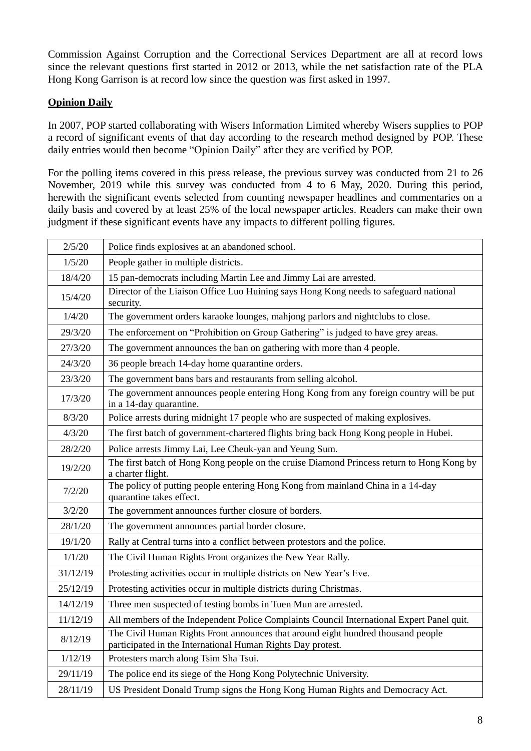Commission Against Corruption and the Correctional Services Department are all at record lows since the relevant questions first started in 2012 or 2013, while the net satisfaction rate of the PLA Hong Kong Garrison is at record low since the question was first asked in 1997.

**Opinion Daily**

In 2007, POP started collaborating with Wisers Information Limited whereby Wisers supplies to POP a record of significant events of that day according to the research method designed by POP. These daily entries would then become "Opinion Daily" after they are verified by POP.

For the polling items covered in this press release, the previous survey was conducted from 21 to 26 November, 2019 while this survey was conducted from 4 to 6 May, 2020. During this period, herewith the significant events selected from counting newspaper headlines and commentaries on a daily basis and covered by at least 25% of the local newspaper articles. Readers can make their own judgment if these significant events have any impacts to different polling figures.

| | |
|---|---|
| 2/5/20 | Police finds explosives at an abandoned school. |
| 1/5/20 | People gather in multiple districts. |
| 18/4/20 | 15 pan-democrats including Martin Lee and Jimmy Lai are arrested. |
| 15/4/20 | Director of the Liaison Office Luo Huining says Hong Kong needs to safeguard national security. |
| 1/4/20 | The government orders karaoke lounges, mahjong parlors and nightclubs to close. |
| 29/3/20 | The enforcement on "Prohibition on Group Gathering" is judged to have grey areas. |
| 27/3/20 | The government announces the ban on gathering with more than 4 people. |
| 24/3/20 | 36 people breach 14-day home quarantine orders. |
| 23/3/20 | The government bans bars and restaurants from selling alcohol. |
| 17/3/20 | The government announces people entering Hong Kong from any foreign country will be put in a 14-day quarantine. |
| 8/3/20 | Police arrests during midnight 17 people who are suspected of making explosives. |
| 4/3/20 | The first batch of government-chartered flights bring back Hong Kong people in Hubei. |
| 28/2/20 | Police arrests Jimmy Lai, Lee Cheuk-yan and Yeung Sum. |
| 19/2/20 | The first batch of Hong Kong people on the cruise Diamond Princess return to Hong Kong by a charter flight. |
| 7/2/20 | The policy of putting people entering Hong Kong from mainland China in a 14-day quarantine takes effect. |
| 3/2/20 | The government announces further closure of borders. |
| 28/1/20 | The government announces partial border closure. |
| 19/1/20 | Rally at Central turns into a conflict between protestors and the police. |
| 1/1/20 | The Civil Human Rights Front organizes the New Year Rally. |
| 31/12/19 | Protesting activities occur in multiple districts on New Year's Eve. |
| 25/12/19 | Protesting activities occur in multiple districts during Christmas. |
| 14/12/19 | Three men suspected of testing bombs in Tuen Mun are arrested. |
| 11/12/19 | All members of the Independent Police Complaints Council International Expert Panel quit. |
| 8/12/19 | The Civil Human Rights Front announces that around eight hundred thousand people participated in the International Human Rights Day protest. |
| 1/12/19 | Protesters march along Tsim Sha Tsui. |
| 29/11/19 | The police end its siege of the Hong Kong Polytechnic University. |
| 28/11/19 | US President Donald Trump signs the Hong Kong Human Rights and Democracy Act. |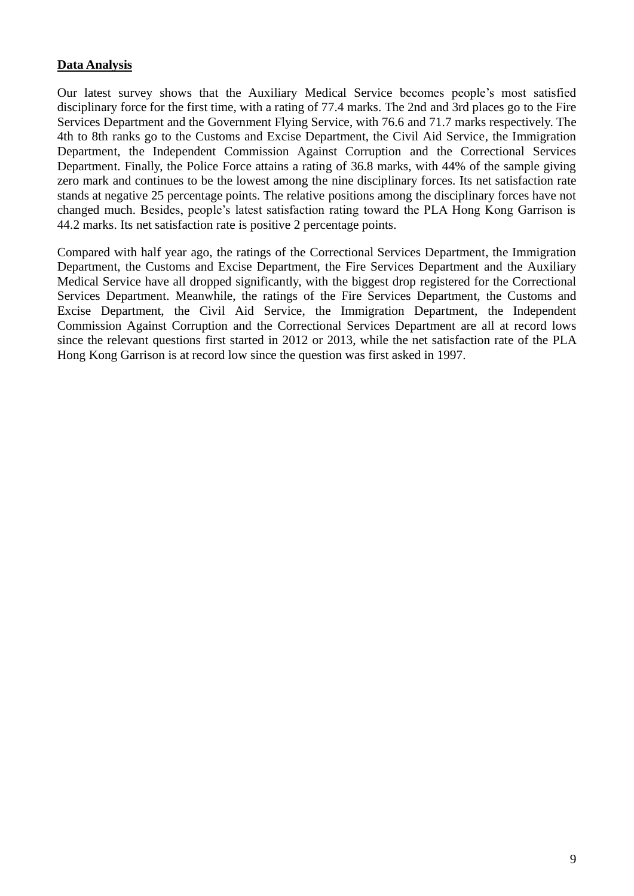**Data Analysis**

Our latest survey shows that the Auxiliary Medical Service becomes people's most satisfied disciplinary force for the first time, with a rating of 77.4 marks. The 2nd and 3rd places go to the Fire Services Department and the Government Flying Service, with 76.6 and 71.7 marks respectively. The 4th to 8th ranks go to the Customs and Excise Department, the Civil Aid Service, the Immigration Department, the Independent Commission Against Corruption and the Correctional Services Department. Finally, the Police Force attains a rating of 36.8 marks, with 44% of the sample giving zero mark and continues to be the lowest among the nine disciplinary forces. Its net satisfaction rate stands at negative 25 percentage points. The relative positions among the disciplinary forces have not changed much. Besides, people's latest satisfaction rating toward the PLA Hong Kong Garrison is 44.2 marks. Its net satisfaction rate is positive 2 percentage points.

Compared with half year ago, the ratings of the Correctional Services Department, the Immigration Department, the Customs and Excise Department, the Fire Services Department and the Auxiliary Medical Service have all dropped significantly, with the biggest drop registered for the Correctional Services Department. Meanwhile, the ratings of the Fire Services Department, the Customs and Excise Department, the Civil Aid Service, the Immigration Department, the Independent Commission Against Corruption and the Correctional Services Department are all at record lows since the relevant questions first started in 2012 or 2013, while the net satisfaction rate of the PLA Hong Kong Garrison is at record low since the question was first asked in 1997.